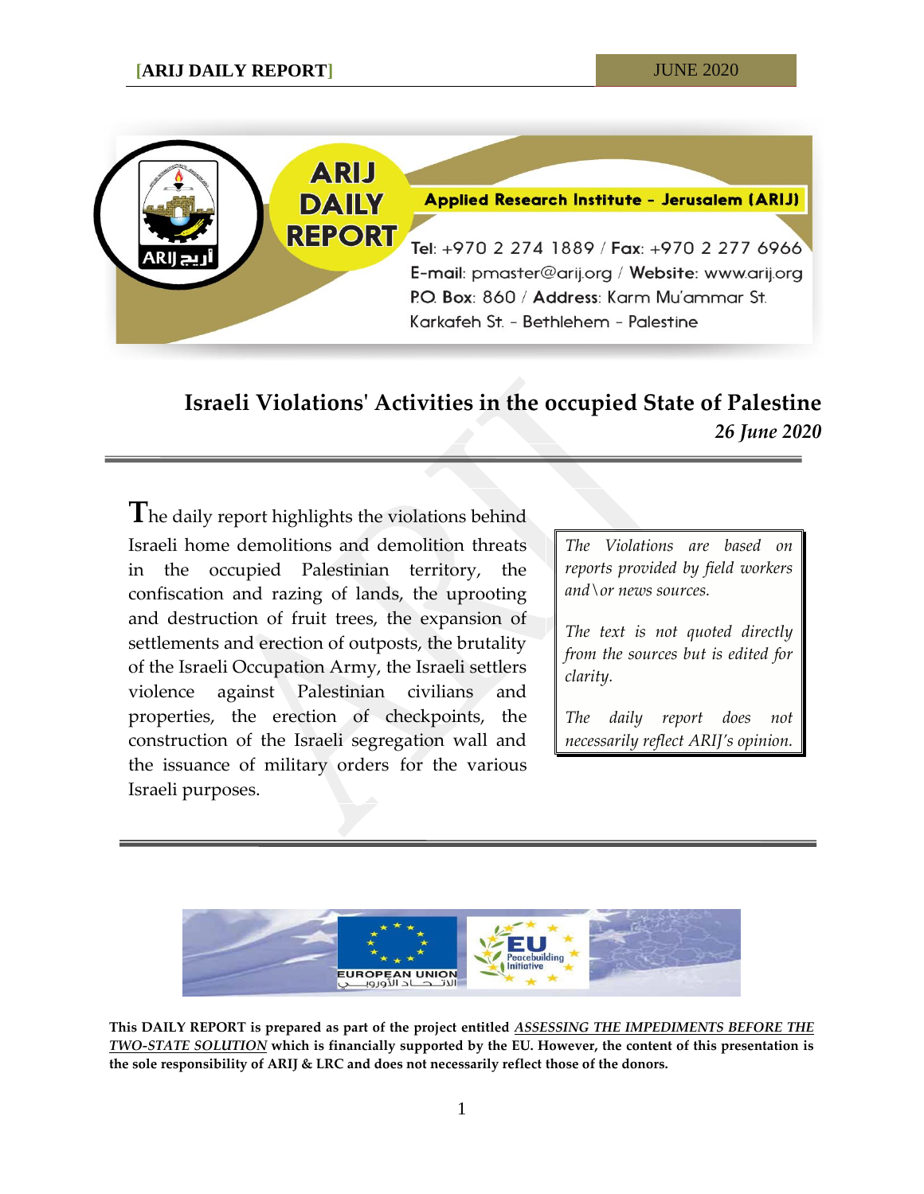Applied Research Institute - Jerusalem (ARIJ)

Tel: +970 2 274 1889 / Fax: +970 2 277 6966
E-mail: pmaster@arij.org / Website: www.arij.org
P.O. Box: 860 / Address: Karm Mu'ammar St.
Karkafeh St. - Bethlehem - Palestine

# Israeli Violations' Activities in the occupied State of Palestine

***26 June 2020***

The daily report highlights the violations behind Israeli home demolitions and demolition threats in the occupied Palestinian territory, the confiscation and razing of lands, the uprooting and destruction of fruit trees, the expansion of settlements and erection of outposts, the brutality of the Israeli Occupation Army, the Israeli settlers violence against Palestinian civilians and properties, the erection of checkpoints, the construction of the Israeli segregation wall and the issuance of military orders for the various Israeli purposes.

*The Violations are based on reports provided by field workers and\or news sources.*

*The text is not quoted directly from the sources but is edited for clarity.*

*The daily report does not necessarily reflect ARIJ's opinion.*

**This DAILY REPORT is prepared as part of the project entitled *ASSESSING THE IMPEDIMENTS BEFORE THE TWO-STATE SOLUTION* which is financially supported by the EU. However, the content of this presentation is the sole responsibility of ARIJ & LRC and does not necessarily reflect those of the donors.**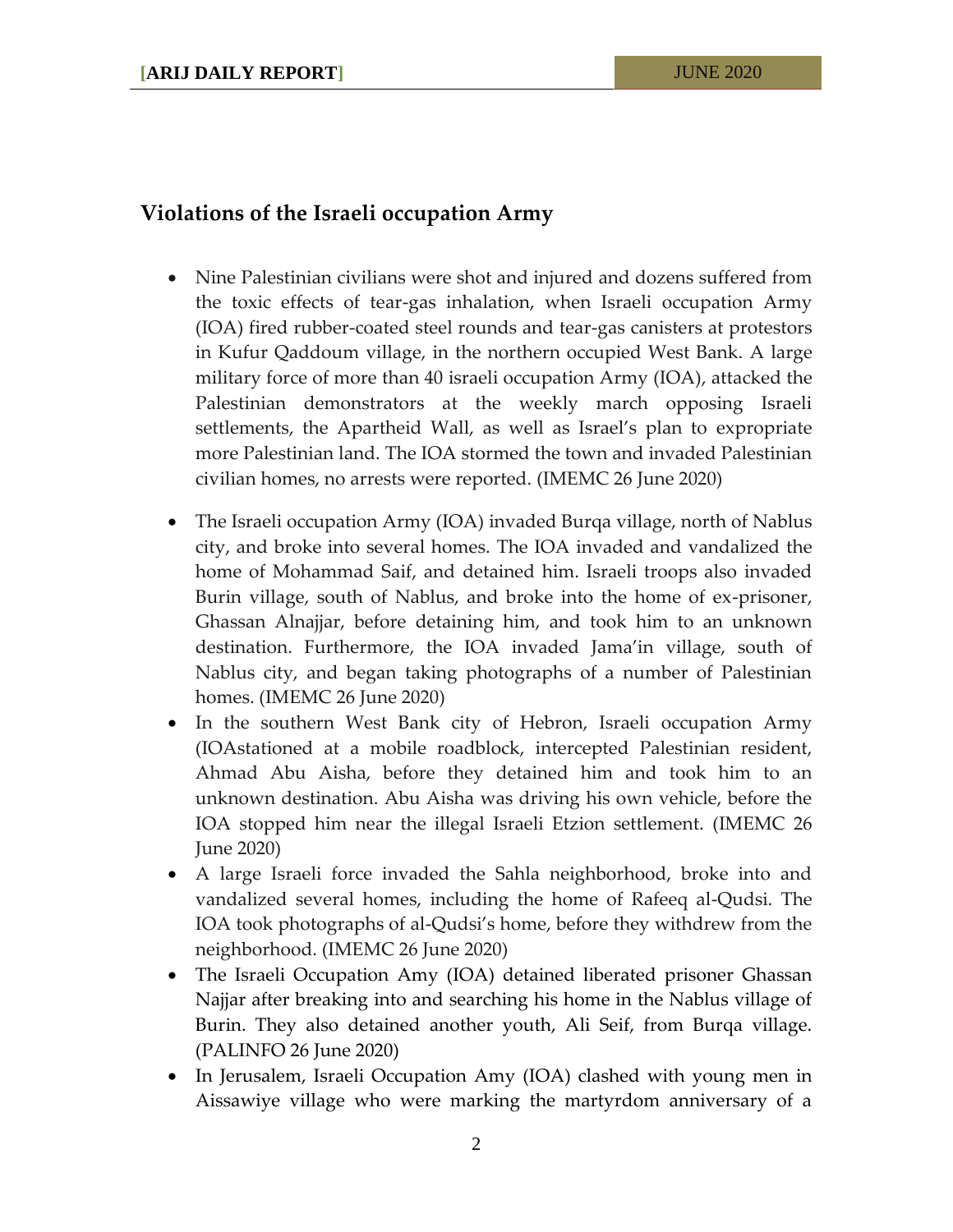## Violations of the Israeli occupation Army

- Nine Palestinian civilians were shot and injured and dozens suffered from the toxic effects of tear-gas inhalation, when Israeli occupation Army (IOA) fired rubber-coated steel rounds and tear-gas canisters at protestors in Kufur Qaddoum village, in the northern occupied West Bank. A large military force of more than 40 israeli occupation Army (IOA), attacked the Palestinian demonstrators at the weekly march opposing Israeli settlements, the Apartheid Wall, as well as Israel's plan to expropriate more Palestinian land. The IOA stormed the town and invaded Palestinian civilian homes, no arrests were reported. (IMEMC 26 June 2020)
- The Israeli occupation Army (IOA) invaded Burqa village, north of Nablus city, and broke into several homes. The IOA invaded and vandalized the home of Mohammad Saif, and detained him. Israeli troops also invaded Burin village, south of Nablus, and broke into the home of ex-prisoner, Ghassan Alnajjar, before detaining him, and took him to an unknown destination. Furthermore, the IOA invaded Jama'in village, south of Nablus city, and began taking photographs of a number of Palestinian homes. (IMEMC 26 June 2020)
- In the southern West Bank city of Hebron, Israeli occupation Army (IOAstationed at a mobile roadblock, intercepted Palestinian resident, Ahmad Abu Aisha, before they detained him and took him to an unknown destination. Abu Aisha was driving his own vehicle, before the IOA stopped him near the illegal Israeli Etzion settlement. (IMEMC 26 June 2020)
- A large Israeli force invaded the Sahla neighborhood, broke into and vandalized several homes, including the home of Rafeeq al-Qudsi. The IOA took photographs of al-Qudsi's home, before they withdrew from the neighborhood. (IMEMC 26 June 2020)
- The Israeli Occupation Amy (IOA) detained liberated prisoner Ghassan Najjar after breaking into and searching his home in the Nablus village of Burin. They also detained another youth, Ali Seif, from Burqa village. (PALINFO 26 June 2020)
- In Jerusalem, Israeli Occupation Amy (IOA) clashed with young men in Aissawiye village who were marking the martyrdom anniversary of a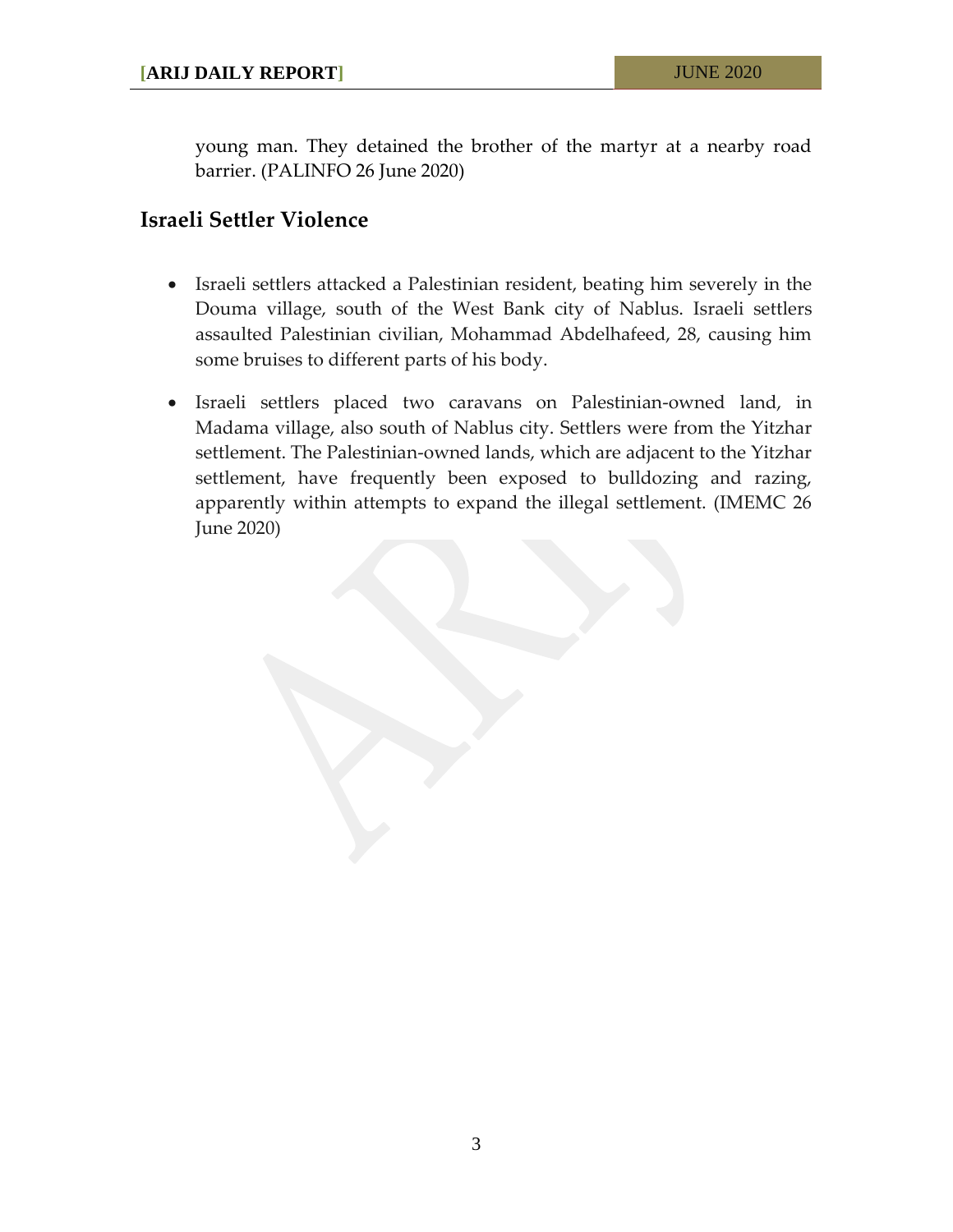young man. They detained the brother of the martyr at a nearby road barrier. (PALINFO 26 June 2020)

## Israeli Settler Violence

- Israeli settlers attacked a Palestinian resident, beating him severely in the Douma village, south of the West Bank city of Nablus. Israeli settlers assaulted Palestinian civilian, Mohammad Abdelhafeed, 28, causing him some bruises to different parts of his body.

- Israeli settlers placed two caravans on Palestinian-owned land, in Madama village, also south of Nablus city. Settlers were from the Yitzhar settlement. The Palestinian-owned lands, which are adjacent to the Yitzhar settlement, have frequently been exposed to bulldozing and razing, apparently within attempts to expand the illegal settlement. (IMEMC 26 June 2020)